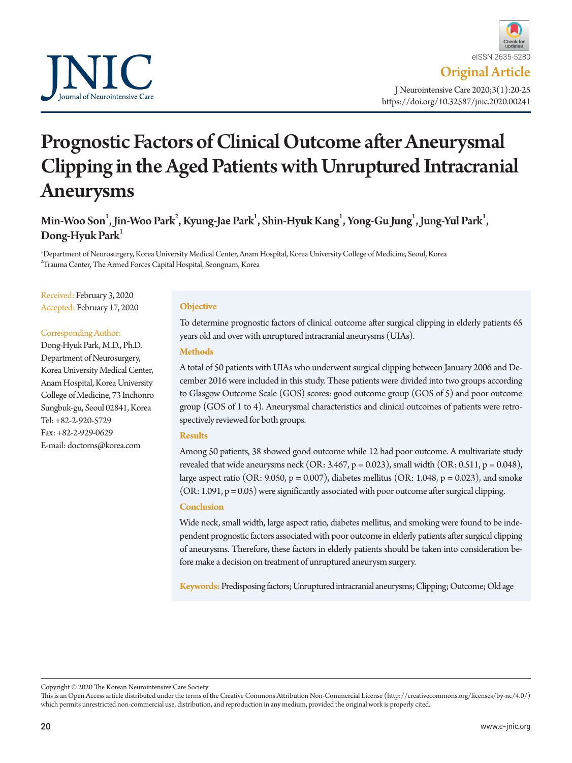Original Article

# Prognostic Factors of Clinical Outcome after Aneurysmal Clipping in the Aged Patients with Unruptured Intracranial Aneurysms

**Min-Woo Son[1], Jin-Woo Park[2], Kyung-Jae Park[1], Shin-Hyuk Kang[1], Yong-Gu Jung[1], Jung-Yul Park[1], Dong-Hyuk Park[1]**

[1]Department of Neurosurgery, Korea University Medical Center, Anam Hospital, Korea University College of Medicine, Seoul, Korea
[2]Trauma Center, The Armed Forces Capital Hospital, Seongnam, Korea

Received: February 3, 2020
Accepted: February 17, 2020

Corresponding Author:
Dong-Hyuk Park, M.D., Ph.D.
Department of Neurosurgery, Korea University Medical Center, Anam Hospital, Korea University College of Medicine, 73 Inchonro Sungbuk-gu, Seoul 02841, Korea
Tel: +82-2-920-5729
Fax: +82-2-929-0629
E-mail: doctorns@korea.com

### Objective

To determine prognostic factors of clinical outcome after surgical clipping in elderly patients 65 years old and over with unruptured intracranial aneurysms (UIAs).

### Methods

A total of 50 patients with UIAs who underwent surgical clipping between January 2006 and December 2016 were included in this study. These patients were divided into two groups according to Glasgow Outcome Scale (GOS) scores: good outcome group (GOS of 5) and poor outcome group (GOS of 1 to 4). Aneurysmal characteristics and clinical outcomes of patients were retrospectively reviewed for both groups.

### Results

Among 50 patients, 38 showed good outcome while 12 had poor outcome. A multivariate study revealed that wide aneurysms neck (OR: 3.467, $p = 0.023$), small width (OR: 0.511, $p = 0.048$), large aspect ratio (OR: 9.050, $p = 0.007$), diabetes mellitus (OR: 1.048, $p = 0.023$), and smoke (OR: 1.091, $p = 0.05$) were significantly associated with poor outcome after surgical clipping.

### Conclusion

Wide neck, small width, large aspect ratio, diabetes mellitus, and smoking were found to be independent prognostic factors associated with poor outcome in elderly patients after surgical clipping of aneurysms. Therefore, these factors in elderly patients should be taken into consideration before make a decision on treatment of unruptured aneurysm surgery.

**Keywords:** Predisposing factors; Unruptured intracranial aneurysms; Clipping; Outcome; Old age

Copyright © 2020 The Korean Neurointensive Care Society
This is an Open Access article distributed under the terms of the Creative Commons Attribution Non-Commercial License (http://creativecommons.org/licenses/by-nc/4.0/) which permits unrestricted non-commercial use, distribution, and reproduction in any medium, provided the original work is properly cited.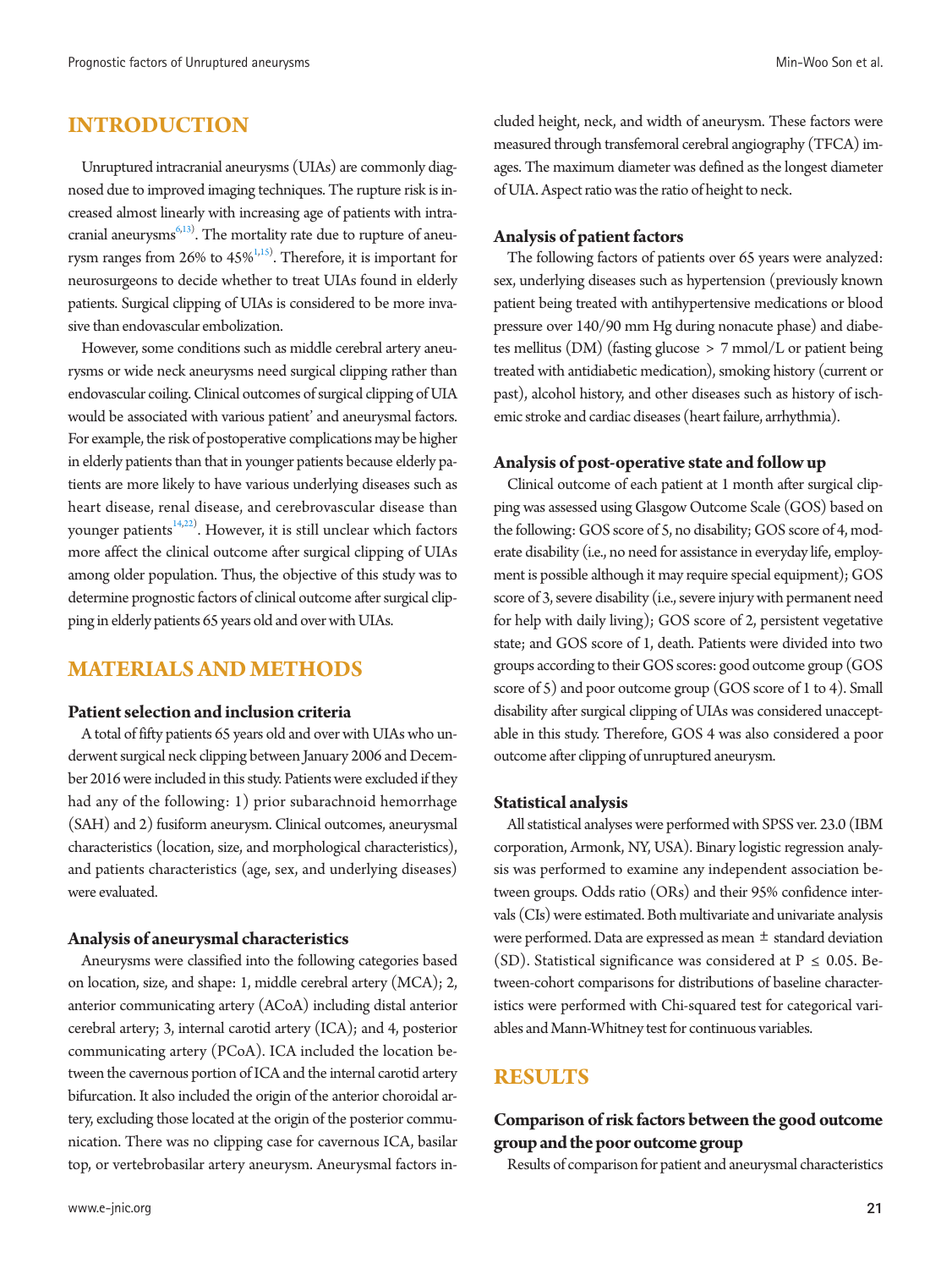## INTRODUCTION

Unruptured intracranial aneurysms (UIAs) are commonly diagnosed due to improved imaging techniques. The rupture risk is increased almost linearly with increasing age of patients with intracranial aneurysms[6,13]. The mortality rate due to rupture of aneurysm ranges from 26% to 45%[1,15]. Therefore, it is important for neurosurgeons to decide whether to treat UIAs found in elderly patients. Surgical clipping of UIAs is considered to be more invasive than endovascular embolization.

However, some conditions such as middle cerebral artery aneurysms or wide neck aneurysms need surgical clipping rather than endovascular coiling. Clinical outcomes of surgical clipping of UIA would be associated with various patient' and aneurysmal factors. For example, the risk of postoperative complications may be higher in elderly patients than that in younger patients because elderly patients are more likely to have various underlying diseases such as heart disease, renal disease, and cerebrovascular disease than younger patients[14,22]. However, it is still unclear which factors more affect the clinical outcome after surgical clipping of UIAs among older population. Thus, the objective of this study was to determine prognostic factors of clinical outcome after surgical clipping in elderly patients 65 years old and over with UIAs.

## MATERIALS AND METHODS

### Patient selection and inclusion criteria

A total of fifty patients 65 years old and over with UIAs who underwent surgical neck clipping between January 2006 and December 2016 were included in this study. Patients were excluded if they had any of the following: 1) prior subarachnoid hemorrhage (SAH) and 2) fusiform aneurysm. Clinical outcomes, aneurysmal characteristics (location, size, and morphological characteristics), and patients characteristics (age, sex, and underlying diseases) were evaluated.

### Analysis of aneurysmal characteristics

Aneurysms were classified into the following categories based on location, size, and shape: 1, middle cerebral artery (MCA); 2, anterior communicating artery (ACoA) including distal anterior cerebral artery; 3, internal carotid artery (ICA); and 4, posterior communicating artery (PCoA). ICA included the location between the cavernous portion of ICA and the internal carotid artery bifurcation. It also included the origin of the anterior choroidal artery, excluding those located at the origin of the posterior communication. There was no clipping case for cavernous ICA, basilar top, or vertebrobasilar artery aneurysm. Aneurysmal factors included height, neck, and width of aneurysm. These factors were measured through transfemoral cerebral angiography (TFCA) images. The maximum diameter was defined as the longest diameter of UIA. Aspect ratio was the ratio of height to neck.

### Analysis of patient factors

The following factors of patients over 65 years were analyzed: sex, underlying diseases such as hypertension (previously known patient being treated with antihypertensive medications or blood pressure over 140/90 mm Hg during nonacute phase) and diabetes mellitus (DM) (fasting glucose > 7 mmol/L or patient being treated with antidiabetic medication), smoking history (current or past), alcohol history, and other diseases such as history of ischemic stroke and cardiac diseases (heart failure, arrhythmia).

### Analysis of post-operative state and follow up

Clinical outcome of each patient at 1 month after surgical clipping was assessed using Glasgow Outcome Scale (GOS) based on the following: GOS score of 5, no disability; GOS score of 4, moderate disability (i.e., no need for assistance in everyday life, employment is possible although it may require special equipment); GOS score of 3, severe disability (i.e., severe injury with permanent need for help with daily living); GOS score of 2, persistent vegetative state; and GOS score of 1, death. Patients were divided into two groups according to their GOS scores: good outcome group (GOS score of 5) and poor outcome group (GOS score of 1 to 4). Small disability after surgical clipping of UIAs was considered unacceptable in this study. Therefore, GOS 4 was also considered a poor outcome after clipping of unruptured aneurysm.

### Statistical analysis

All statistical analyses were performed with SPSS ver. 23.0 (IBM corporation, Armonk, NY, USA). Binary logistic regression analysis was performed to examine any independent association between groups. Odds ratio (ORs) and their 95% confidence intervals (CIs) were estimated. Both multivariate and univariate analysis were performed. Data are expressed as mean ± standard deviation (SD). Statistical significance was considered at $P \leq 0.05$. Between-cohort comparisons for distributions of baseline characteristics were performed with Chi-squared test for categorical variables and Mann-Whitney test for continuous variables.

## RESULTS

### Comparison of risk factors between the good outcome group and the poor outcome group

Results of comparison for patient and aneurysmal characteristics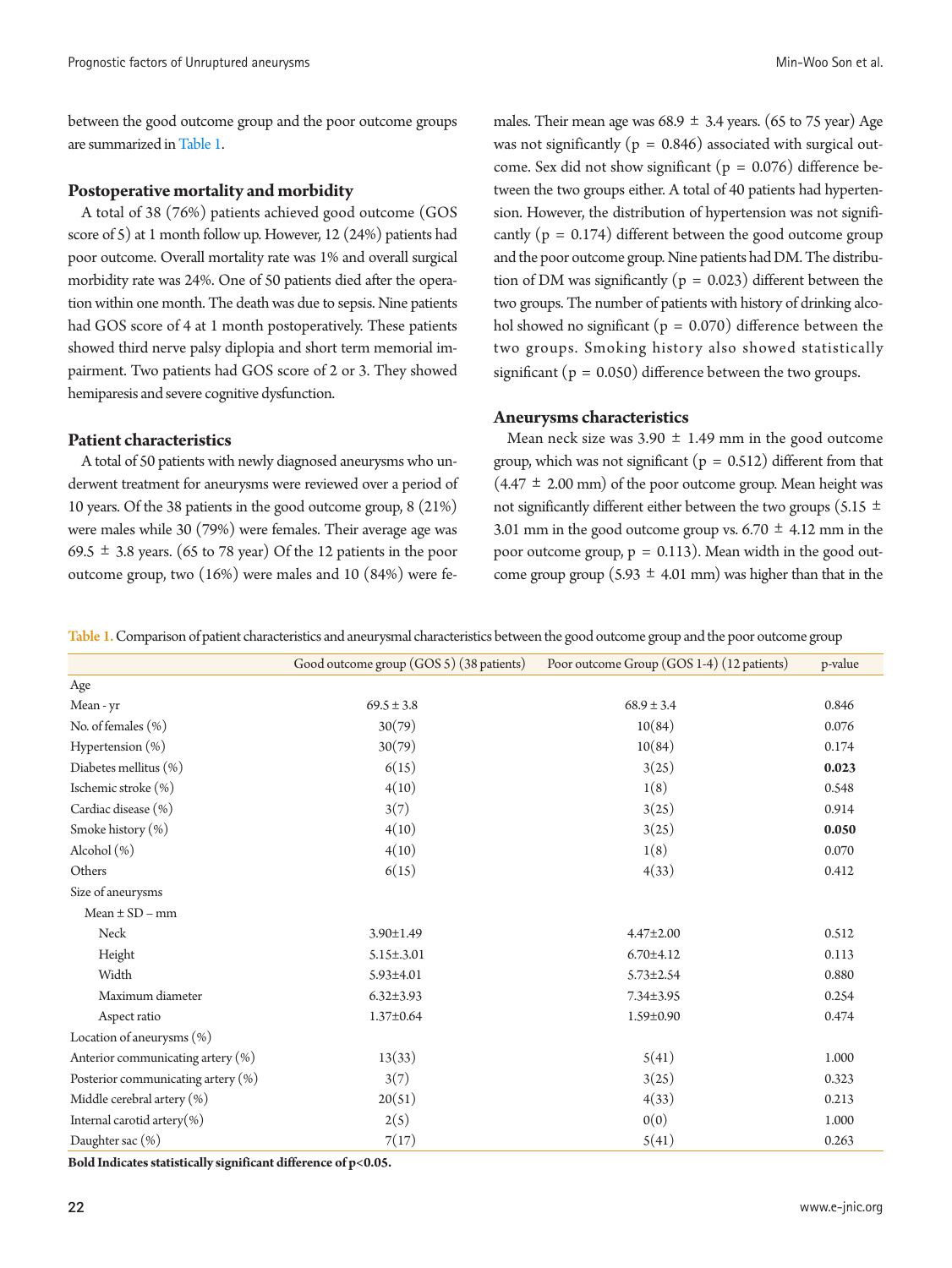between the good outcome group and the poor outcome groups are summarized in Table 1.

### Postoperative mortality and morbidity

A total of 38 (76%) patients achieved good outcome (GOS score of 5) at 1 month follow up. However, 12 (24%) patients had poor outcome. Overall mortality rate was 1% and overall surgical morbidity rate was 24%. One of 50 patients died after the operation within one month. The death was due to sepsis. Nine patients had GOS score of 4 at 1 month postoperatively. These patients showed third nerve palsy diplopia and short term memorial impairment. Two patients had GOS score of 2 or 3. They showed hemiparesis and severe cognitive dysfunction.

### Patient characteristics

A total of 50 patients with newly diagnosed aneurysms who underwent treatment for aneurysms were reviewed over a period of 10 years. Of the 38 patients in the good outcome group, 8 (21%) were males while 30 (79%) were females. Their average age was 69.5 ± 3.8 years. (65 to 78 year) Of the 12 patients in the poor outcome group, two (16%) were males and 10 (84%) were females. Their mean age was 68.9 ± 3.4 years. (65 to 75 year) Age was not significantly ($p = 0.846$) associated with surgical outcome. Sex did not show significant ($p = 0.076$) difference between the two groups either. A total of 40 patients had hypertension. However, the distribution of hypertension was not significantly ($p = 0.174$) different between the good outcome group and the poor outcome group. Nine patients had DM. The distribution of DM was significantly ($p = 0.023$) different between the two groups. The number of patients with history of drinking alcohol showed no significant ($p = 0.070$) difference between the two groups. Smoking history also showed statistically significant ($p = 0.050$) difference between the two groups.

### Aneurysms characteristics

Mean neck size was 3.90 ± 1.49 mm in the good outcome group, which was not significant ($p = 0.512$) different from that (4.47 ± 2.00 mm) of the poor outcome group. Mean height was not significantly different either between the two groups (5.15 ± 3.01 mm in the good outcome group vs. 6.70 ± 4.12 mm in the poor outcome group, $p = 0.113$). Mean width in the good outcome group group (5.93 ± 4.01 mm) was higher than that in the

Table 1. Comparison of patient characteristics and aneurysmal characteristics between the good outcome group and the poor outcome group

| | Good outcome group (GOS 5) (38 patients) | Poor outcome Group (GOS 1-4) (12 patients) | p-value |
|---|---|---|---|
| Age | | | |
| Mean - yr | 69.5 ± 3.8 | 68.9 ± 3.4 | 0.846 |
| No. of females (%) | 30(79) | 10(84) | 0.076 |
| Hypertension (%) | 30(79) | 10(84) | 0.174 |
| Diabetes mellitus (%) | 6(15) | 3(25) | **0.023** |
| Ischemic stroke (%) | 4(10) | 1(8) | 0.548 |
| Cardiac disease (%) | 3(7) | 3(25) | 0.914 |
| Smoke history (%) | 4(10) | 3(25) | **0.050** |
| Alcohol (%) | 4(10) | 1(8) | 0.070 |
| Others | 6(15) | 4(33) | 0.412 |
| Size of aneurysms | | | |
| Mean ± SD – mm | | | |
| Neck | 3.90±1.49 | 4.47±2.00 | 0.512 |
| Height | 5.15±.3.01 | 6.70±4.12 | 0.113 |
| Width | 5.93±4.01 | 5.73±2.54 | 0.880 |
| Maximum diameter | 6.32±3.93 | 7.34±3.95 | 0.254 |
| Aspect ratio | 1.37±0.64 | 1.59±0.90 | 0.474 |
| Location of aneurysms (%) | | | |
| Anterior communicating artery (%) | 13(33) | 5(41) | 1.000 |
| Posterior communicating artery (%) | 3(7) | 3(25) | 0.323 |
| Middle cerebral artery (%) | 20(51) | 4(33) | 0.213 |
| Internal carotid artery(%) | 2(5) | 0(0) | 1.000 |
| Daughter sac (%) | 7(17) | 5(41) | 0.263 |

**Bold Indicates statistically significant difference of p<0.05.**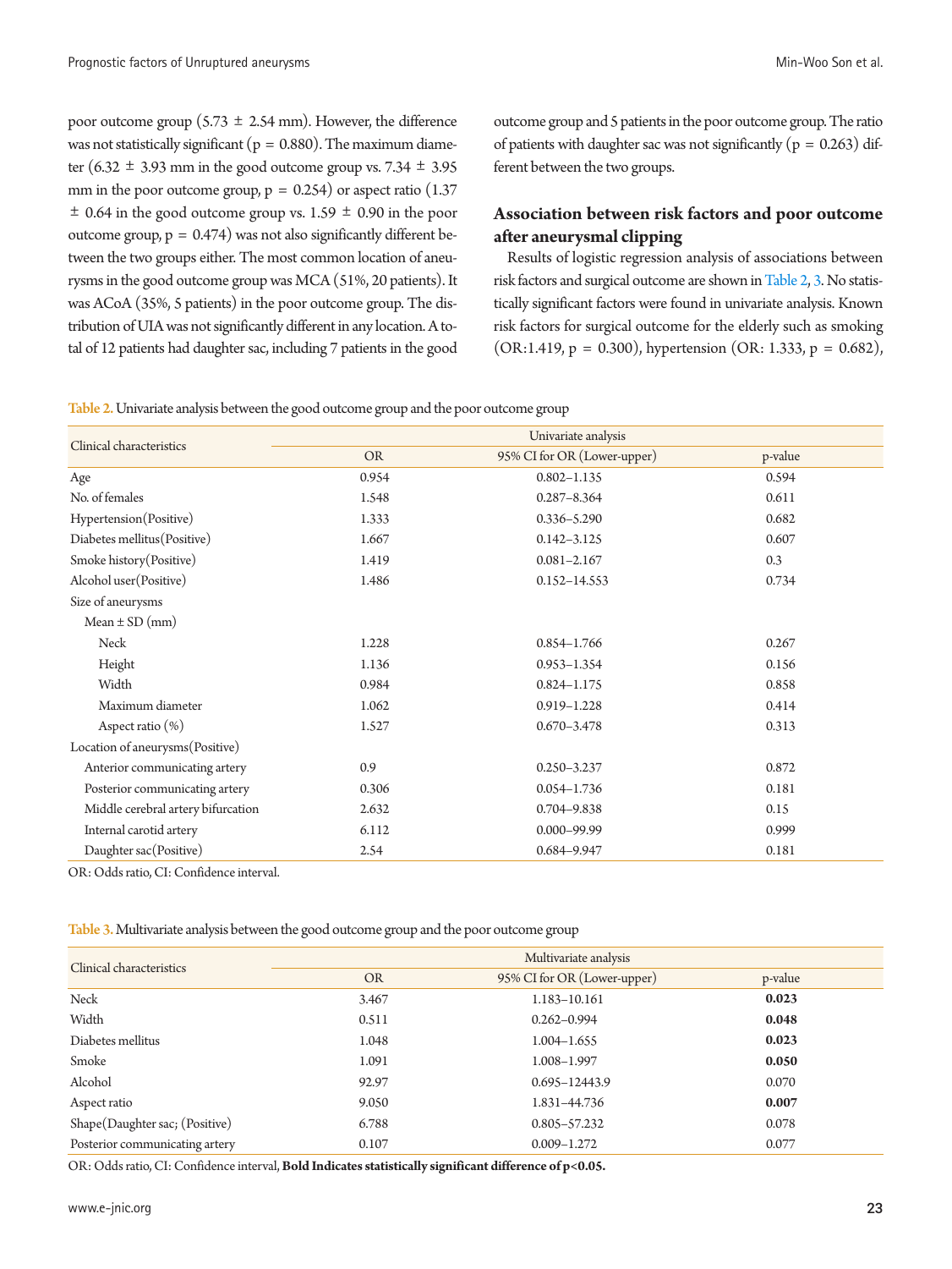poor outcome group (5.73 ± 2.54 mm). However, the difference was not statistically significant (p = 0.880). The maximum diameter (6.32 ± 3.93 mm in the good outcome group vs. 7.34 ± 3.95 mm in the poor outcome group, p = 0.254) or aspect ratio (1.37 ± 0.64 in the good outcome group vs. 1.59 ± 0.90 in the poor outcome group, p = 0.474) was not also significantly different between the two groups either. The most common location of aneurysms in the good outcome group was MCA (51%, 20 patients). It was ACoA (35%, 5 patients) in the poor outcome group. The distribution of UIA was not significantly different in any location. A total of 12 patients had daughter sac, including 7 patients in the good outcome group and 5 patients in the poor outcome group. The ratio of patients with daughter sac was not significantly (p = 0.263) different between the two groups.

### Association between risk factors and poor outcome after aneurysmal clipping

Results of logistic regression analysis of associations between risk factors and surgical outcome are shown in Table 2, 3. No statistically significant factors were found in univariate analysis. Known risk factors for surgical outcome for the elderly such as smoking (OR:1.419, p = 0.300), hypertension (OR: 1.333, p = 0.682),

**Table 2.** Univariate analysis between the good outcome group and the poor outcome group

| Clinical characteristics | Univariate analysis | | |
|---|---|---|---|
| | OR | 95% CI for OR (Lower-upper) | p-value |
| Age | 0.954 | 0.802–1.135 | 0.594 |
| No. of females | 1.548 | 0.287–8.364 | 0.611 |
| Hypertension(Positive) | 1.333 | 0.336–5.290 | 0.682 |
| Diabetes mellitus(Positive) | 1.667 | 0.142–3.125 | 0.607 |
| Smoke history(Positive) | 1.419 | 0.081–2.167 | 0.3 |
| Alcohol user(Positive) | 1.486 | 0.152–14.553 | 0.734 |
| Size of aneurysms | | | |
| Mean ± SD (mm) | | | |
| Neck | 1.228 | 0.854–1.766 | 0.267 |
| Height | 1.136 | 0.953–1.354 | 0.156 |
| Width | 0.984 | 0.824–1.175 | 0.858 |
| Maximum diameter | 1.062 | 0.919–1.228 | 0.414 |
| Aspect ratio (%) | 1.527 | 0.670–3.478 | 0.313 |
| Location of aneurysms(Positive) | | | |
| Anterior communicating artery | 0.9 | 0.250–3.237 | 0.872 |
| Posterior communicating artery | 0.306 | 0.054–1.736 | 0.181 |
| Middle cerebral artery bifurcation | 2.632 | 0.704–9.838 | 0.15 |
| Internal carotid artery | 6.112 | 0.000–99.99 | 0.999 |
| Daughter sac(Positive) | 2.54 | 0.684–9.947 | 0.181 |

OR: Odds ratio, CI: Confidence interval.

**Table 3.** Multivariate analysis between the good outcome group and the poor outcome group

| Clinical characteristics | Multivariate analysis | | |
|---|---|---|---|
| | OR | 95% CI for OR (Lower-upper) | p-value |
| Neck | 3.467 | 1.183–10.161 | **0.023** |
| Width | 0.511 | 0.262–0.994 | **0.048** |
| Diabetes mellitus | 1.048 | 1.004–1.655 | **0.023** |
| Smoke | 1.091 | 1.008–1.997 | **0.050** |
| Alcohol | 92.97 | 0.695–12443.9 | 0.070 |
| Aspect ratio | 9.050 | 1.831–44.736 | **0.007** |
| Shape(Daughter sac; (Positive) | 6.788 | 0.805–57.232 | 0.078 |
| Posterior communicating artery | 0.107 | 0.009–1.272 | 0.077 |

OR: Odds ratio, CI: Confidence interval, **Bold Indicates statistically significant difference of p<0.05.**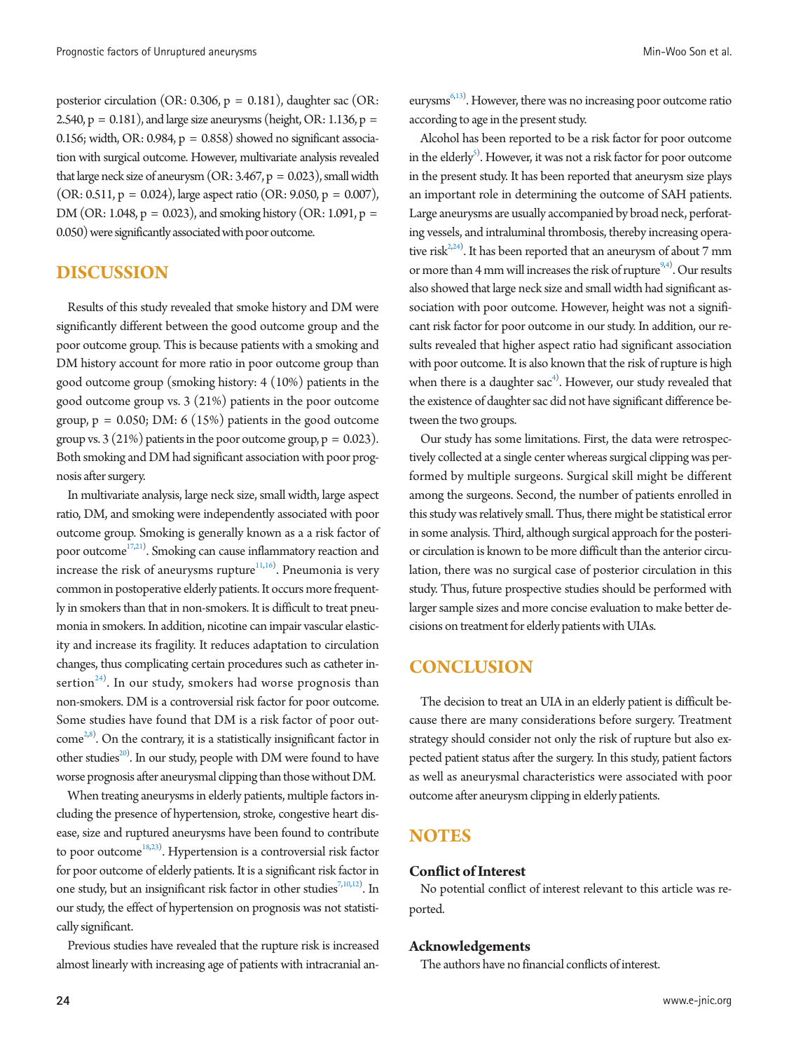posterior circulation (OR: 0.306, p = 0.181), daughter sac (OR: 2.540, p = 0.181), and large size aneurysms (height, OR: 1.136, p = 0.156; width, OR: 0.984, p = 0.858) showed no significant association with surgical outcome. However, multivariate analysis revealed that large neck size of aneurysm (OR: 3.467, p = 0.023), small width (OR: 0.511, p = 0.024), large aspect ratio (OR: 9.050, p = 0.007), DM (OR: 1.048, p = 0.023), and smoking history (OR: 1.091, p = 0.050) were significantly associated with poor outcome.

## DISCUSSION

Results of this study revealed that smoke history and DM were significantly different between the good outcome group and the poor outcome group. This is because patients with a smoking and DM history account for more ratio in poor outcome group than good outcome group (smoking history: 4 (10%) patients in the good outcome group vs. 3 (21%) patients in the poor outcome group, p = 0.050; DM: 6 (15%) patients in the good outcome group vs. 3 (21%) patients in the poor outcome group, p = 0.023). Both smoking and DM had significant association with poor prognosis after surgery.

In multivariate analysis, large neck size, small width, large aspect ratio, DM, and smoking were independently associated with poor outcome group. Smoking is generally known as a a risk factor of poor outcome[17,21]. Smoking can cause inflammatory reaction and increase the risk of aneurysms rupture[11,16]. Pneumonia is very common in postoperative elderly patients. It occurs more frequently in smokers than that in non-smokers. It is difficult to treat pneumonia in smokers. In addition, nicotine can impair vascular elasticity and increase its fragility. It reduces adaptation to circulation changes, thus complicating certain procedures such as catheter insertion[24]. In our study, smokers had worse prognosis than non-smokers. DM is a controversial risk factor for poor outcome. Some studies have found that DM is a risk factor of poor outcome[2,8]. On the contrary, it is a statistically insignificant factor in other studies[20]. In our study, people with DM were found to have worse prognosis after aneurysmal clipping than those without DM.

When treating aneurysms in elderly patients, multiple factors including the presence of hypertension, stroke, congestive heart disease, size and ruptured aneurysms have been found to contribute to poor outcome[18,23]. Hypertension is a controversial risk factor for poor outcome of elderly patients. It is a significant risk factor in one study, but an insignificant risk factor in other studies[7,10,12]. In our study, the effect of hypertension on prognosis was not statistically significant.

Previous studies have revealed that the rupture risk is increased almost linearly with increasing age of patients with intracranial aneurysms[6,13]. However, there was no increasing poor outcome ratio according to age in the present study.

Alcohol has been reported to be a risk factor for poor outcome in the elderly[5]. However, it was not a risk factor for poor outcome in the present study. It has been reported that aneurysm size plays an important role in determining the outcome of SAH patients. Large aneurysms are usually accompanied by broad neck, perforating vessels, and intraluminal thrombosis, thereby increasing operative risk[2,24]. It has been reported that an aneurysm of about 7 mm or more than 4 mm will increases the risk of rupture[9,4]. Our results also showed that large neck size and small width had significant association with poor outcome. However, height was not a significant risk factor for poor outcome in our study. In addition, our results revealed that higher aspect ratio had significant association with poor outcome. It is also known that the risk of rupture is high when there is a daughter sac[4]. However, our study revealed that the existence of daughter sac did not have significant difference between the two groups.

Our study has some limitations. First, the data were retrospectively collected at a single center whereas surgical clipping was performed by multiple surgeons. Surgical skill might be different among the surgeons. Second, the number of patients enrolled in this study was relatively small. Thus, there might be statistical error in some analysis. Third, although surgical approach for the posterior circulation is known to be more difficult than the anterior circulation, there was no surgical case of posterior circulation in this study. Thus, future prospective studies should be performed with larger sample sizes and more concise evaluation to make better decisions on treatment for elderly patients with UIAs.

## CONCLUSION

The decision to treat an UIA in an elderly patient is difficult because there are many considerations before surgery. Treatment strategy should consider not only the risk of rupture but also expected patient status after the surgery. In this study, patient factors as well as aneurysmal characteristics were associated with poor outcome after aneurysm clipping in elderly patients.

## NOTES

### Conflict of Interest

No potential conflict of interest relevant to this article was reported.

### Acknowledgements

The authors have no financial conflicts of interest.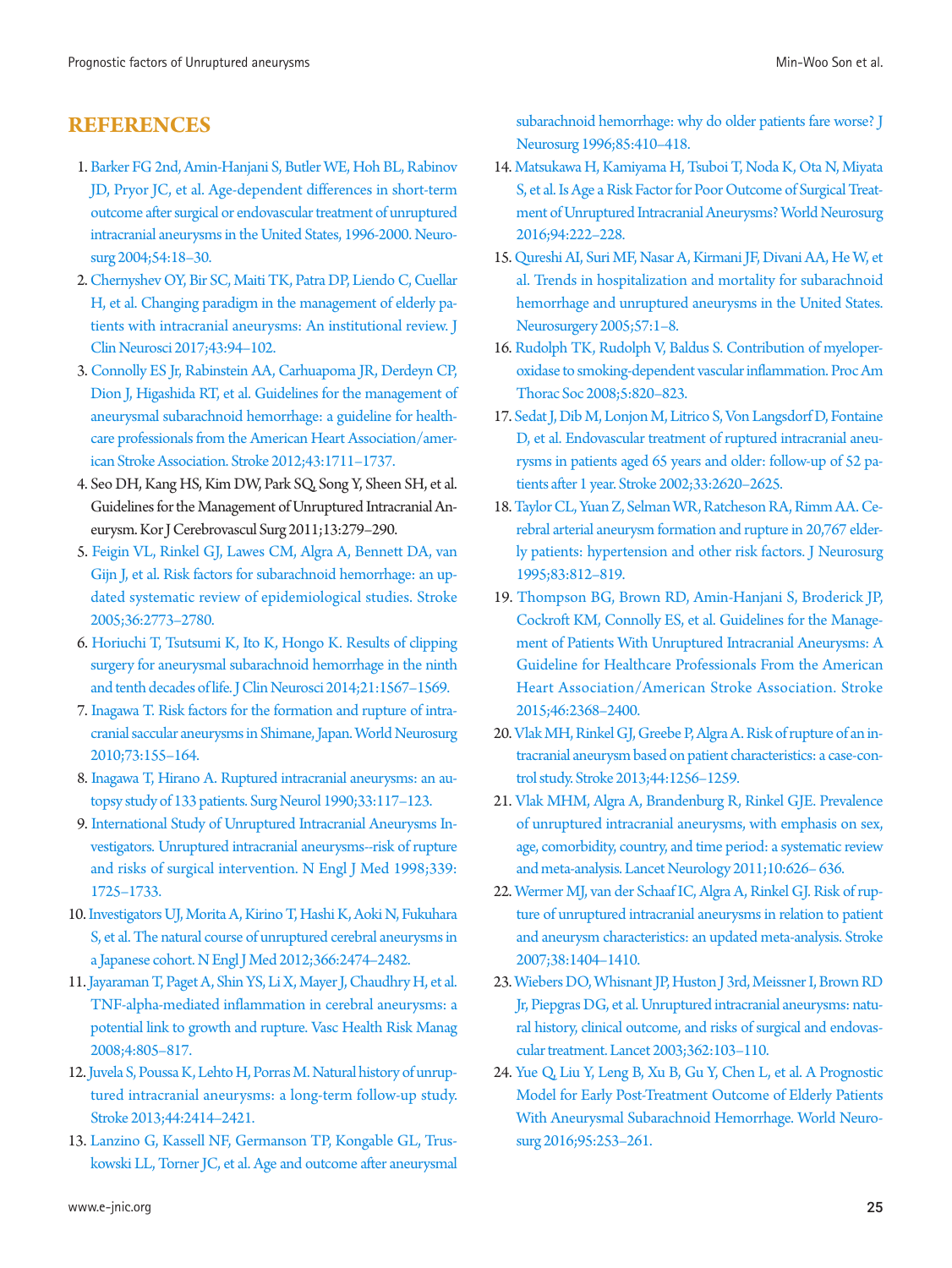## REFERENCES

1. Barker FG 2nd, Amin-Hanjani S, Butler WE, Hoh BL, Rabinov JD, Pryor JC, et al. Age-dependent differences in short-term outcome after surgical or endovascular treatment of unruptured intracranial aneurysms in the United States, 1996-2000. Neurosurg 2004;54:18–30.
2. Chernyshev OY, Bir SC, Maiti TK, Patra DP, Liendo C, Cuellar H, et al. Changing paradigm in the management of elderly patients with intracranial aneurysms: An institutional review. J Clin Neurosci 2017;43:94–102.
3. Connolly ES Jr, Rabinstein AA, Carhuapoma JR, Derdeyn CP, Dion J, Higashida RT, et al. Guidelines for the management of aneurysmal subarachnoid hemorrhage: a guideline for healthcare professionals from the American Heart Association/american Stroke Association. Stroke 2012;43:1711–1737.
4. Seo DH, Kang HS, Kim DW, Park SQ, Song Y, Sheen SH, et al. Guidelines for the Management of Unruptured Intracranial Aneurysm. Kor J Cerebrovascul Surg 2011;13:279–290.
5. Feigin VL, Rinkel GJ, Lawes CM, Algra A, Bennett DA, van Gijn J, et al. Risk factors for subarachnoid hemorrhage: an updated systematic review of epidemiological studies. Stroke 2005;36:2773–2780.
6. Horiuchi T, Tsutsumi K, Ito K, Hongo K. Results of clipping surgery for aneurysmal subarachnoid hemorrhage in the ninth and tenth decades of life. J Clin Neurosci 2014;21:1567–1569.
7. Inagawa T. Risk factors for the formation and rupture of intracranial saccular aneurysms in Shimane, Japan. World Neurosurg 2010;73:155–164.
8. Inagawa T, Hirano A. Ruptured intracranial aneurysms: an autopsy study of 133 patients. Surg Neurol 1990;33:117–123.
9. International Study of Unruptured Intracranial Aneurysms Investigators. Unruptured intracranial aneurysms--risk of rupture and risks of surgical intervention. N Engl J Med 1998;339: 1725–1733.
10. Investigators UJ, Morita A, Kirino T, Hashi K, Aoki N, Fukuhara S, et al. The natural course of unruptured cerebral aneurysms in a Japanese cohort. N Engl J Med 2012;366:2474–2482.
11. Jayaraman T, Paget A, Shin YS, Li X, Mayer J, Chaudhry H, et al. TNF-alpha-mediated inflammation in cerebral aneurysms: a potential link to growth and rupture. Vasc Health Risk Manag 2008;4:805–817.
12. Juvela S, Poussa K, Lehto H, Porras M. Natural history of unruptured intracranial aneurysms: a long-term follow-up study. Stroke 2013;44:2414–2421.
13. Lanzino G, Kassell NF, Germanson TP, Kongable GL, Truskowski LL, Torner JC, et al. Age and outcome after aneurysmal subarachnoid hemorrhage: why do older patients fare worse? J Neurosurg 1996;85:410–418.
14. Matsukawa H, Kamiyama H, Tsuboi T, Noda K, Ota N, Miyata S, et al. Is Age a Risk Factor for Poor Outcome of Surgical Treatment of Unruptured Intracranial Aneurysms? World Neurosurg 2016;94:222–228.
15. Qureshi AI, Suri MF, Nasar A, Kirmani JF, Divani AA, He W, et al. Trends in hospitalization and mortality for subarachnoid hemorrhage and unruptured aneurysms in the United States. Neurosurgery 2005;57:1–8.
16. Rudolph TK, Rudolph V, Baldus S. Contribution of myeloperoxidase to smoking-dependent vascular inflammation. Proc Am Thorac Soc 2008;5:820–823.
17. Sedat J, Dib M, Lonjon M, Litrico S, Von Langsdorf D, Fontaine D, et al. Endovascular treatment of ruptured intracranial aneurysms in patients aged 65 years and older: follow-up of 52 patients after 1 year. Stroke 2002;33:2620–2625.
18. Taylor CL, Yuan Z, Selman WR, Ratcheson RA, Rimm AA. Cerebral arterial aneurysm formation and rupture in 20,767 elderly patients: hypertension and other risk factors. J Neurosurg 1995;83:812–819.
19. Thompson BG, Brown RD, Amin-Hanjani S, Broderick JP, Cockroft KM, Connolly ES, et al. Guidelines for the Management of Patients With Unruptured Intracranial Aneurysms: A Guideline for Healthcare Professionals From the American Heart Association/American Stroke Association. Stroke 2015;46:2368–2400.
20. Vlak MH, Rinkel GJ, Greebe P, Algra A. Risk of rupture of an intracranial aneurysm based on patient characteristics: a case-control study. Stroke 2013;44:1256–1259.
21. Vlak MHM, Algra A, Brandenburg R, Rinkel GJE. Prevalence of unruptured intracranial aneurysms, with emphasis on sex, age, comorbidity, country, and time period: a systematic review and meta-analysis. Lancet Neurology 2011;10:626– 636.
22. Wermer MJ, van der Schaaf IC, Algra A, Rinkel GJ. Risk of rupture of unruptured intracranial aneurysms in relation to patient and aneurysm characteristics: an updated meta-analysis. Stroke 2007;38:1404–1410.
23. Wiebers DO, Whisnant JP, Huston J 3rd, Meissner I, Brown RD Jr, Piepgras DG, et al. Unruptured intracranial aneurysms: natural history, clinical outcome, and risks of surgical and endovascular treatment. Lancet 2003;362:103–110.
24. Yue Q, Liu Y, Leng B, Xu B, Gu Y, Chen L, et al. A Prognostic Model for Early Post-Treatment Outcome of Elderly Patients With Aneurysmal Subarachnoid Hemorrhage. World Neurosurg 2016;95:253–261.